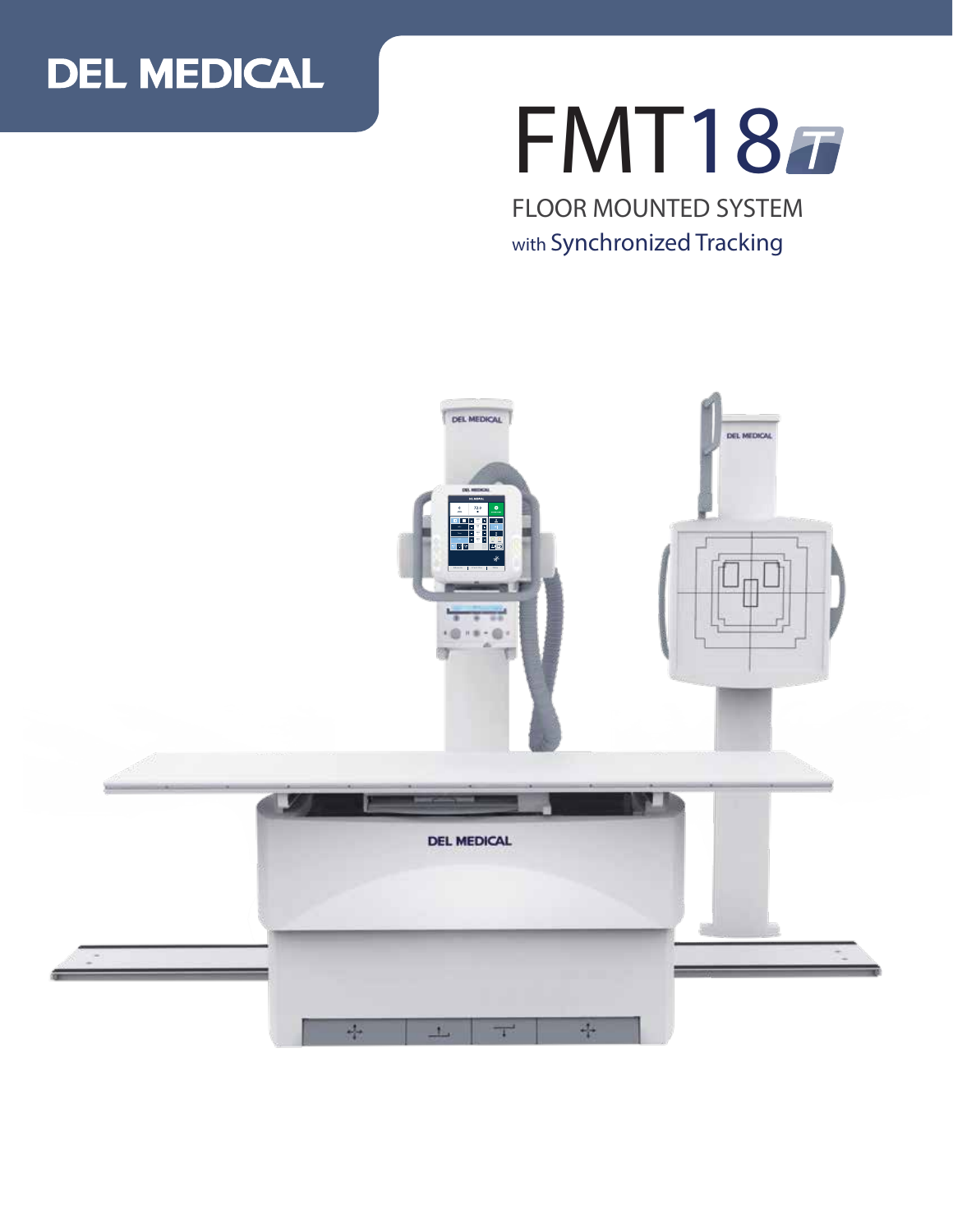DEL MEDICAL

# FMT18 T

FLOOR MOUNTED SYSTEM

with Synchronized Tracking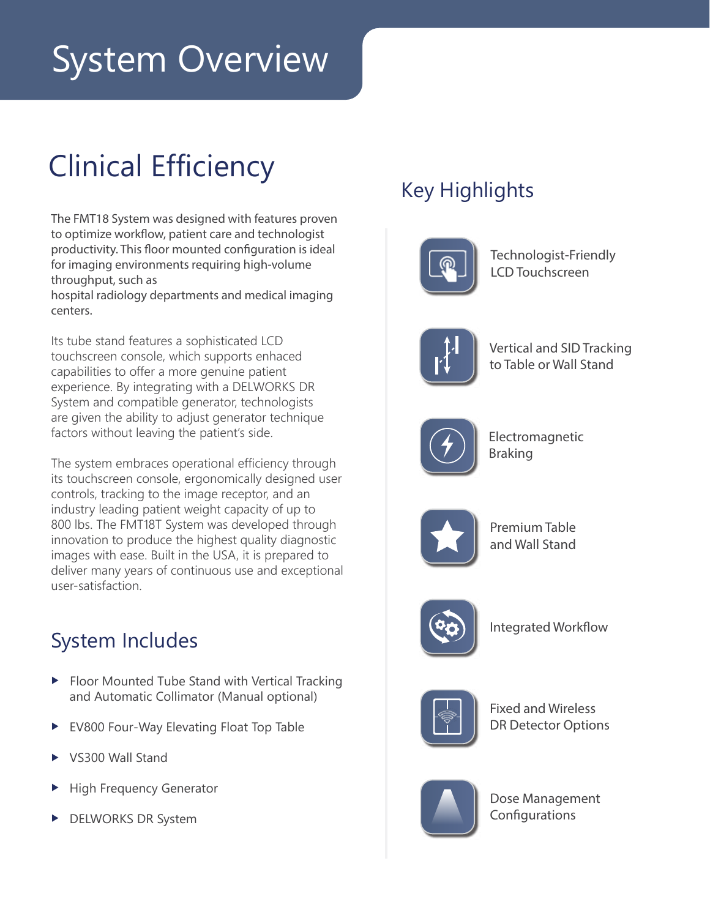# System Overview

## Clinical Efficiency

The FMT18 System was designed with features proven to optimize workflow, patient care and technologist productivity. This floor mounted configuration is ideal for imaging environments requiring high-volume throughput, such as
hospital radiology departments and medical imaging centers.

Its tube stand features a sophisticated LCD touchscreen console, which supports enhaced capabilities to offer a more genuine patient experience. By integrating with a DELWORKS DR System and compatible generator, technologists are given the ability to adjust generator technique factors without leaving the patient's side.

The system embraces operational efficiency through its touchscreen console, ergonomically designed user controls, tracking to the image receptor, and an industry leading patient weight capacity of up to 800 lbs. The FMT18T System was developed through innovation to produce the highest quality diagnostic images with ease. Built in the USA, it is prepared to deliver many years of continuous use and exceptional user-satisfaction.

### System Includes

- Floor Mounted Tube Stand with Vertical Tracking and Automatic Collimator (Manual optional)
- EV800 Four-Way Elevating Float Top Table
- VS300 Wall Stand
- High Frequency Generator
- DELWORKS DR System

## Key Highlights

- Technologist-Friendly LCD Touchscreen
- Vertical and SID Tracking to Table or Wall Stand
- Electromagnetic Braking
- Premium Table and Wall Stand
- Integrated Workflow
- Fixed and Wireless DR Detector Options
- Dose Management Configurations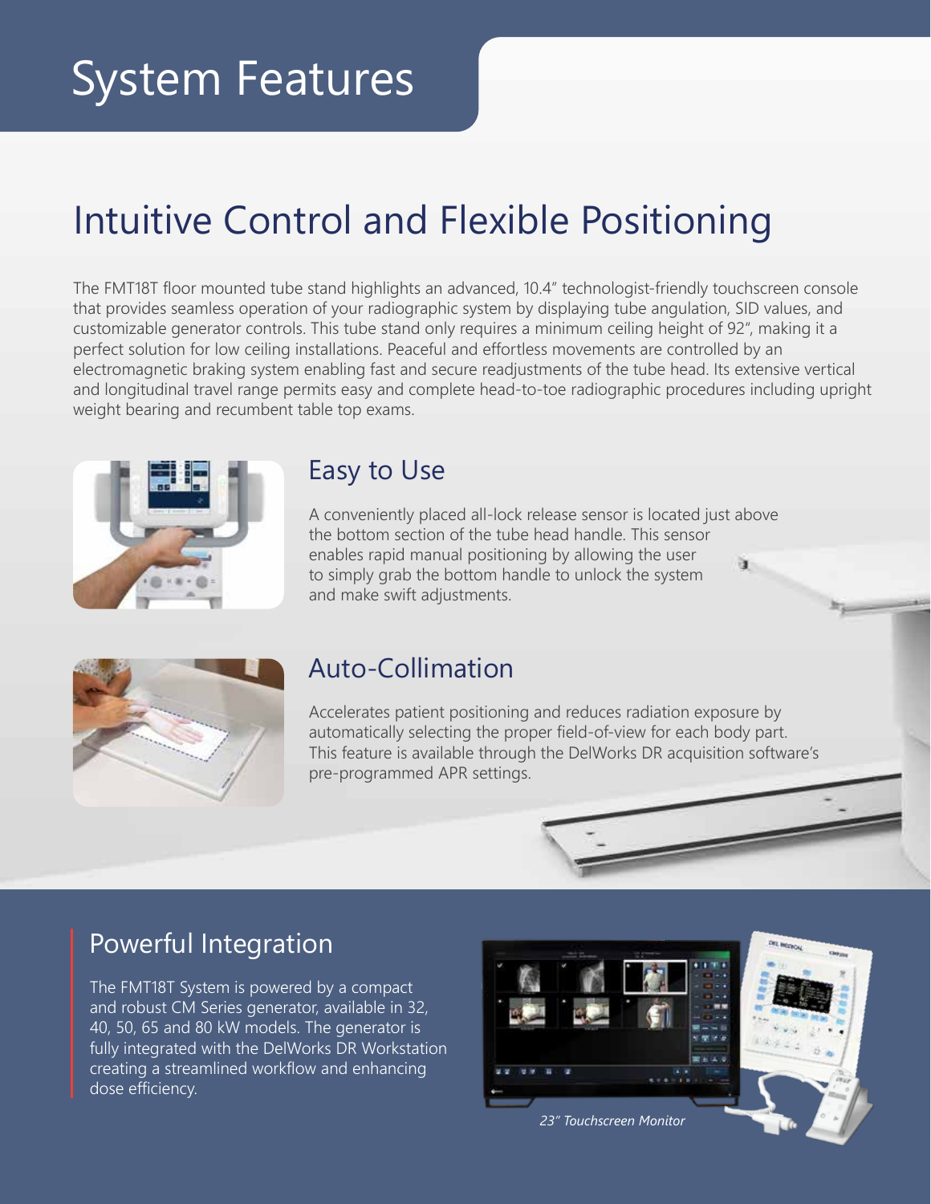# System Features

## Intuitive Control and Flexible Positioning

The FMT18T floor mounted tube stand highlights an advanced, 10.4" technologist-friendly touchscreen console that provides seamless operation of your radiographic system by displaying tube angulation, SID values, and customizable generator controls. This tube stand only requires a minimum ceiling height of 92", making it a perfect solution for low ceiling installations. Peaceful and effortless movements are controlled by an electromagnetic braking system enabling fast and secure readjustments of the tube head. Its extensive vertical and longitudinal travel range permits easy and complete head-to-toe radiographic procedures including upright weight bearing and recumbent table top exams.

### Easy to Use

A conveniently placed all-lock release sensor is located just above the bottom section of the tube head handle. This sensor enables rapid manual positioning by allowing the user to simply grab the bottom handle to unlock the system and make swift adjustments.

### Auto-Collimation

Accelerates patient positioning and reduces radiation exposure by automatically selecting the proper field-of-view for each body part. This feature is available through the DelWorks DR acquisition software's pre-programmed APR settings.

### Powerful Integration

The FMT18T System is powered by a compact and robust CM Series generator, available in 32, 40, 50, 65 and 80 kW models. The generator is fully integrated with the DelWorks DR Workstation creating a streamlined workflow and enhancing dose efficiency.

*23" Touchscreen Monitor*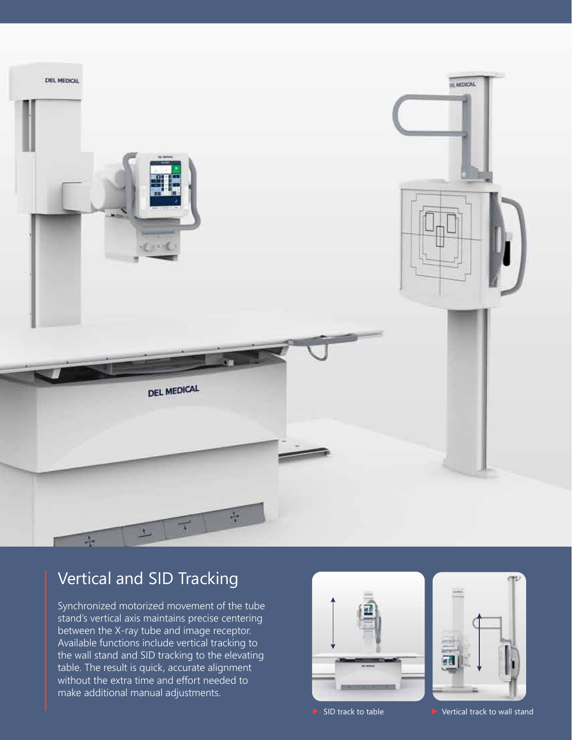## Vertical and SID Tracking

Synchronized motorized movement of the tube stand's vertical axis maintains precise centering between the X-ray tube and image receptor. Available functions include vertical tracking to the wall stand and SID tracking to the elevating table. The result is quick, accurate alignment without the extra time and effort needed to make additional manual adjustments.

▶ SID track to table

▶ Vertical track to wall stand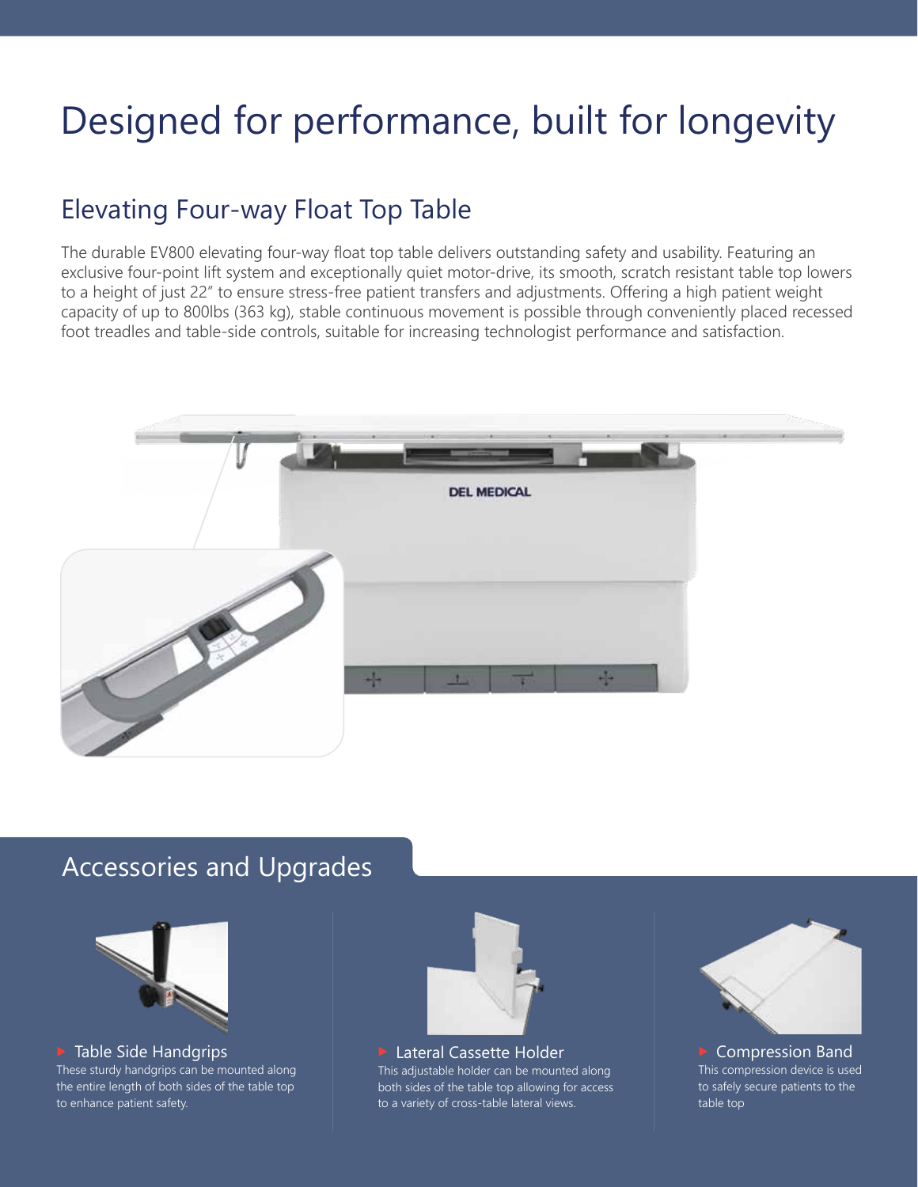# Designed for performance, built for longevity

## Elevating Four-way Float Top Table

The durable EV800 elevating four-way float top table delivers outstanding safety and usability. Featuring an exclusive four-point lift system and exceptionally quiet motor-drive, its smooth, scratch resistant table top lowers to a height of just 22" to ensure stress-free patient transfers and adjustments. Offering a high patient weight capacity of up to 800lbs (363 kg), stable continuous movement is possible through conveniently placed recessed foot treadles and table-side controls, suitable for increasing technologist performance and satisfaction.

## Accessories and Upgrades

### Table Side Handgrips

These sturdy handgrips can be mounted along the entire length of both sides of the table top to enhance patient safety.

### Lateral Cassette Holder

This adjustable holder can be mounted along both sides of the table top allowing for access to a variety of cross-table lateral views.

### Compression Band

This compression device is used to safely secure patients to the table top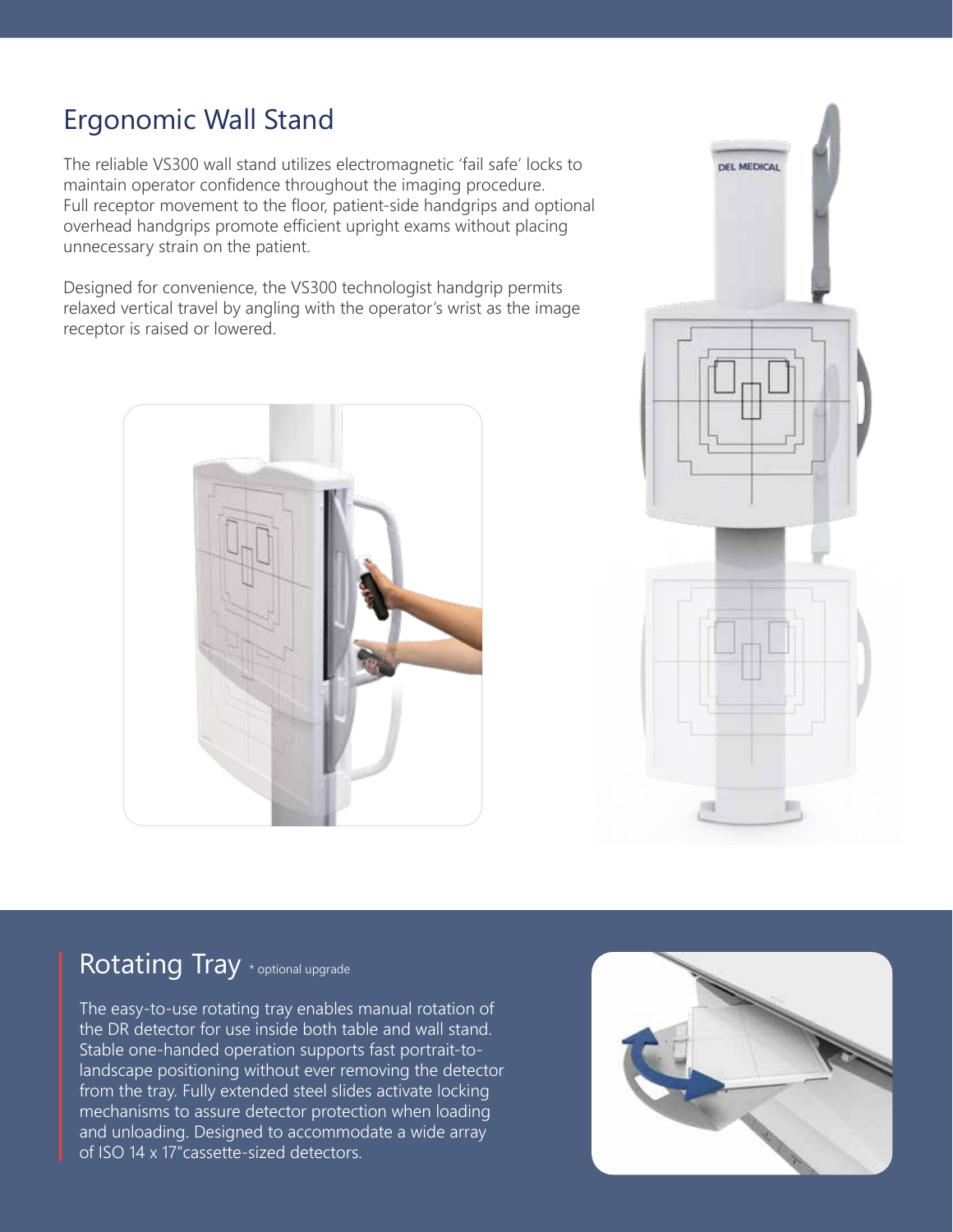## Ergonomic Wall Stand

The reliable VS300 wall stand utilizes electromagnetic 'fail safe' locks to maintain operator confidence throughout the imaging procedure. Full receptor movement to the floor, patient-side handgrips and optional overhead handgrips promote efficient upright exams without placing unnecessary strain on the patient.

Designed for convenience, the VS300 technologist handgrip permits relaxed vertical travel by angling with the operator's wrist as the image receptor is raised or lowered.

## Rotating Tray * optional upgrade

The easy-to-use rotating tray enables manual rotation of the DR detector for use inside both table and wall stand. Stable one-handed operation supports fast portrait-to-landscape positioning without ever removing the detector from the tray. Fully extended steel slides activate locking mechanisms to assure detector protection when loading and unloading. Designed to accommodate a wide array of ISO 14 x 17"cassette-sized detectors.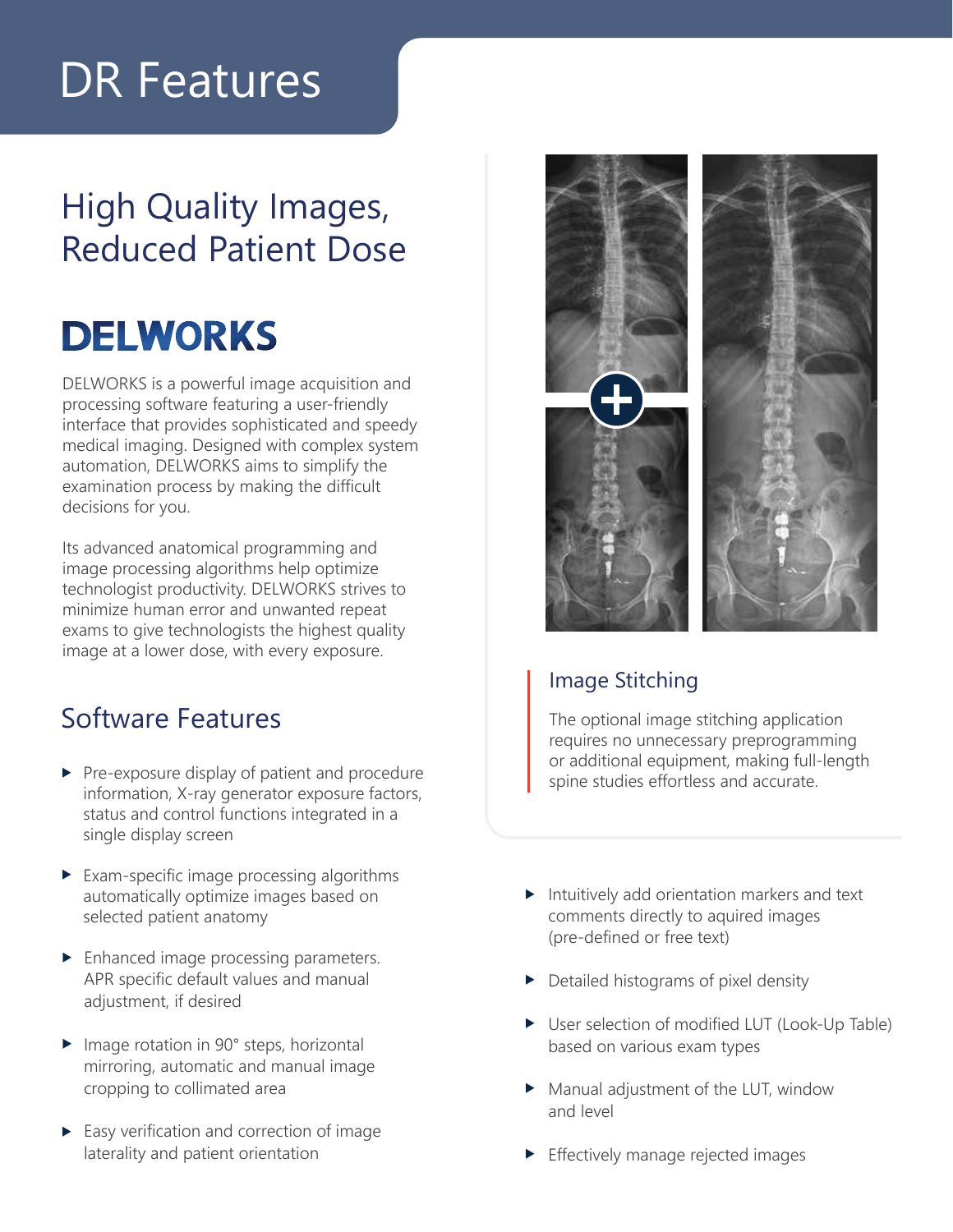# DR Features

## High Quality Images, Reduced Patient Dose

## DELWORKS

DELWORKS is a powerful image acquisition and processing software featuring a user-friendly interface that provides sophisticated and speedy medical imaging. Designed with complex system automation, DELWORKS aims to simplify the examination process by making the difficult decisions for you.

Its advanced anatomical programming and image processing algorithms help optimize technologist productivity. DELWORKS strives to minimize human error and unwanted repeat exams to give technologists the highest quality image at a lower dose, with every exposure.

### Image Stitching

The optional image stitching application requires no unnecessary preprogramming or additional equipment, making full-length spine studies effortless and accurate.

## Software Features

- Pre-exposure display of patient and procedure information, X-ray generator exposure factors, status and control functions integrated in a single display screen
- Exam-specific image processing algorithms automatically optimize images based on selected patient anatomy
- Enhanced image processing parameters. APR specific default values and manual adjustment, if desired
- Image rotation in 90° steps, horizontal mirroring, automatic and manual image cropping to collimated area
- Easy verification and correction of image laterality and patient orientation
- Intuitively add orientation markers and text comments directly to aquired images (pre-defined or free text)
- Detailed histograms of pixel density
- User selection of modified LUT (Look-Up Table) based on various exam types
- Manual adjustment of the LUT, window and level
- Effectively manage rejected images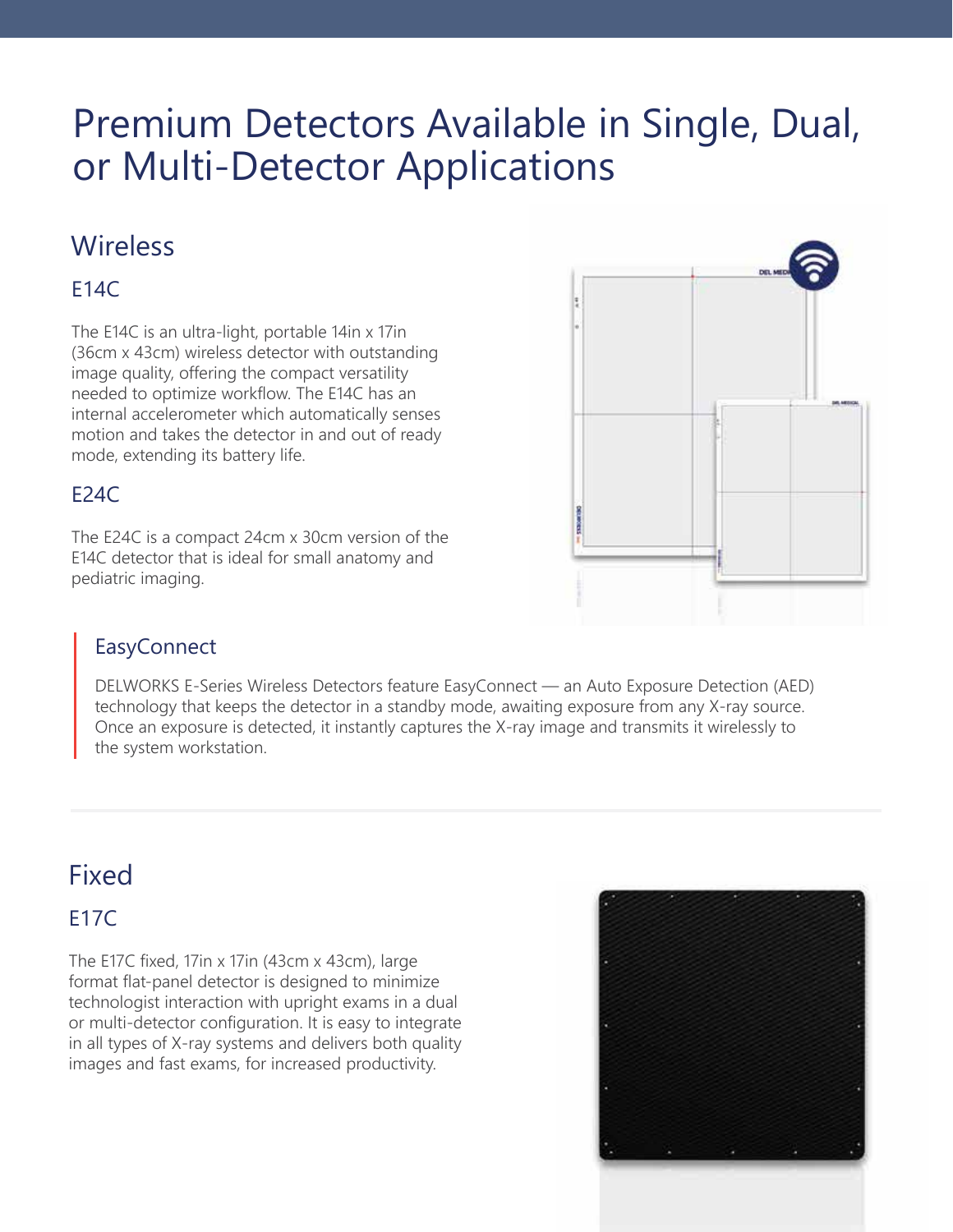# Premium Detectors Available in Single, Dual, or Multi-Detector Applications

## Wireless

### E14C

The E14C is an ultra-light, portable 14in x 17in (36cm x 43cm) wireless detector with outstanding image quality, offering the compact versatility needed to optimize workflow. The E14C has an internal accelerometer which automatically senses motion and takes the detector in and out of ready mode, extending its battery life.

### E24C

The E24C is a compact 24cm x 30cm version of the E14C detector that is ideal for small anatomy and pediatric imaging.

### EasyConnect

DELWORKS E-Series Wireless Detectors feature EasyConnect — an Auto Exposure Detection (AED) technology that keeps the detector in a standby mode, awaiting exposure from any X-ray source. Once an exposure is detected, it instantly captures the X-ray image and transmits it wirelessly to the system workstation.

## Fixed

### E17C

The E17C fixed, 17in x 17in (43cm x 43cm), large format flat-panel detector is designed to minimize technologist interaction with upright exams in a dual or multi-detector configuration. It is easy to integrate in all types of X-ray systems and delivers both quality images and fast exams, for increased productivity.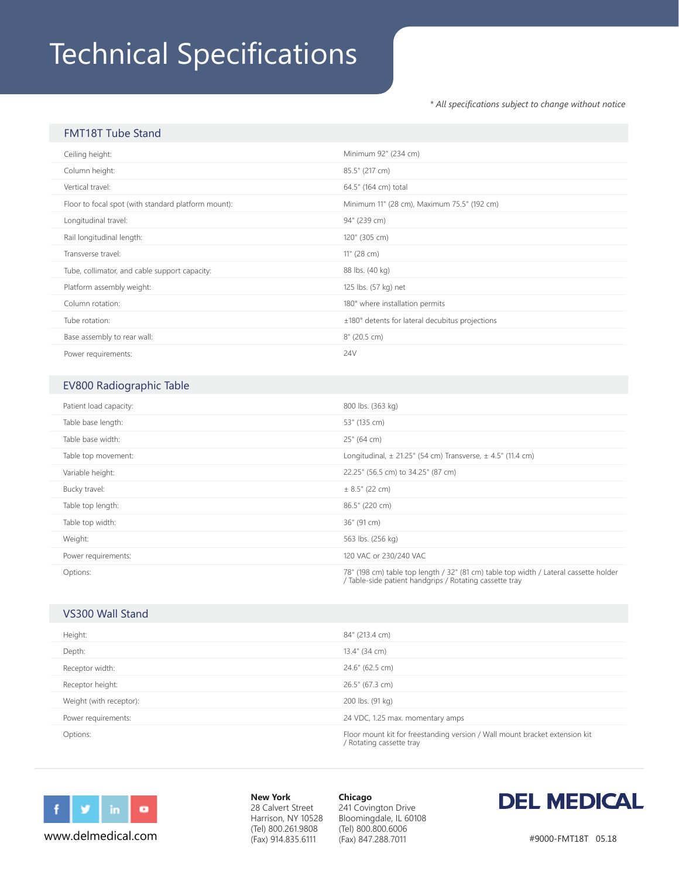# Technical Specifications

*\* All specifications subject to change without notice*

## FMT18T Tube Stand

| | |
|---|---|
| Ceiling height: | Minimum 92" (234 cm) |
| Column height: | 85.5" (217 cm) |
| Vertical travel: | 64.5" (164 cm) total |
| Floor to focal spot (with standard platform mount): | Minimum 11" (28 cm), Maximum 75.5" (192 cm) |
| Longitudinal travel: | 94" (239 cm) |
| Rail longitudinal length: | 120" (305 cm) |
| Transverse travel: | 11" (28 cm) |
| Tube, collimator, and cable support capacity: | 88 lbs. (40 kg) |
| Platform assembly weight: | 125 lbs. (57 kg) net |
| Column rotation: | 180° where installation permits |
| Tube rotation: | ±180° detents for lateral decubitus projections |
| Base assembly to rear wall: | 8" (20.5 cm) |
| Power requirements: | 24V |

## EV800 Radiographic Table

| | |
|---|---|
| Patient load capacity: | 800 lbs. (363 kg) |
| Table base length: | 53" (135 cm) |
| Table base width: | 25" (64 cm) |
| Table top movement: | Longitudinal, ± 21.25" (54 cm) Transverse, ± 4.5" (11.4 cm) |
| Variable height: | 22.25" (56.5 cm) to 34.25" (87 cm) |
| Bucky travel: | ± 8.5" (22 cm) |
| Table top length: | 86.5" (220 cm) |
| Table top width: | 36" (91 cm) |
| Weight: | 563 lbs. (256 kg) |
| Power requirements: | 120 VAC or 230/240 VAC |
| Options: | 78" (198 cm) table top length / 32" (81 cm) table top width / Lateral cassette holder / Table-side patient handgrips / Rotating cassette tray |

## VS300 Wall Stand

| | |
|---|---|
| Height: | 84" (213.4 cm) |
| Depth: | 13.4" (34 cm) |
| Receptor width: | 24.6" (62.5 cm) |
| Receptor height: | 26.5" (67.3 cm) |
| Weight (with receptor): | 200 lbs. (91 kg) |
| Power requirements: | 24 VDC, 1.25 max. momentary amps |
| Options: | Floor mount kit for freestanding version / Wall mount bracket extension kit / Rotating cassette tray |

www.delmedical.com

**New York**
28 Calvert Street
Harrison, NY 10528
(Tel) 800.261.9808
(Fax) 914.835.6111

**Chicago**
241 Covington Drive
Bloomingdale, IL 60108
(Tel) 800.800.6006
(Fax) 847.288.7011

**DEL MEDICAL**

#9000-FMT18T 05.18